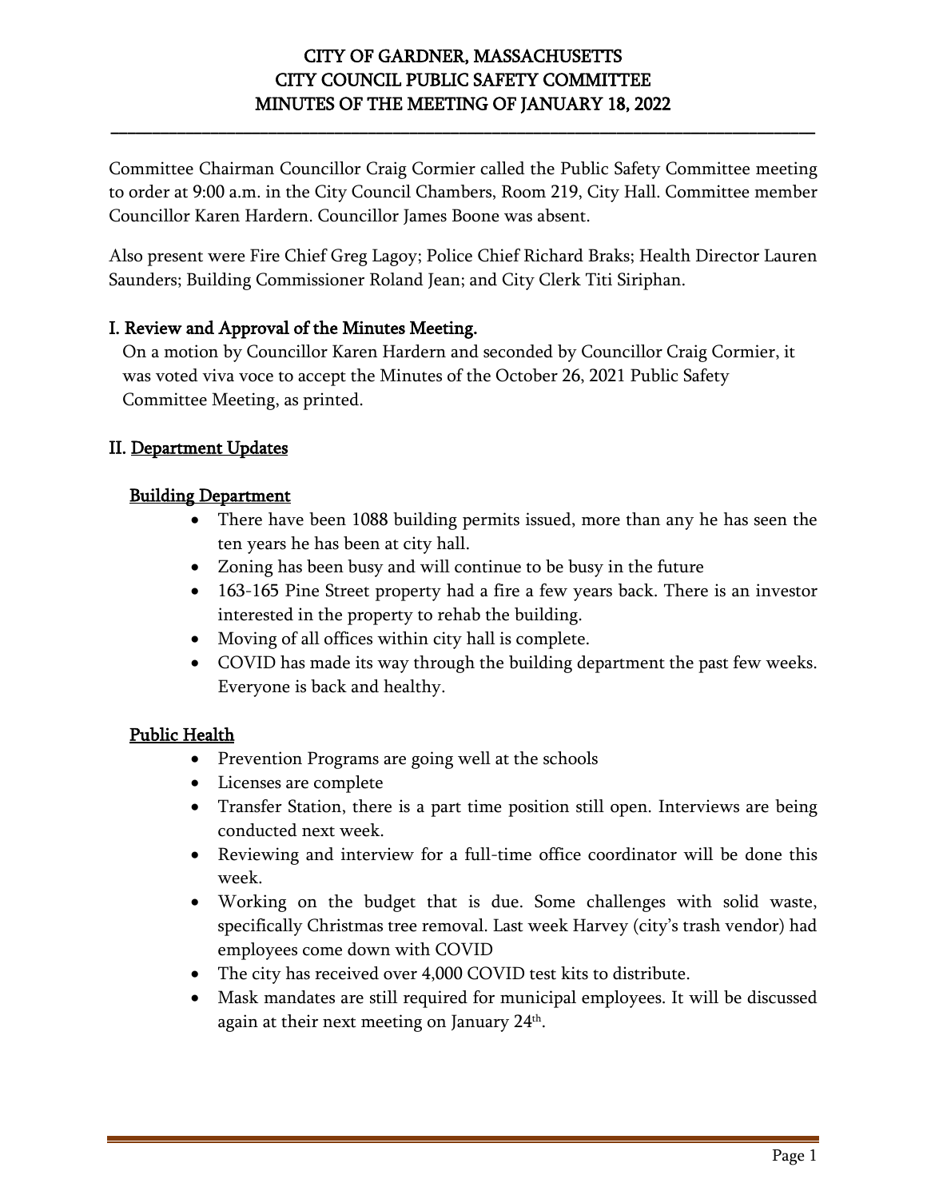# CITY OF GARDNER, MASSACHUSETTS
# CITY COUNCIL PUBLIC SAFETY COMMITTEE
# MINUTES OF THE MEETING OF JANUARY 18, 2022

Committee Chairman Councillor Craig Cormier called the Public Safety Committee meeting to order at 9:00 a.m. in the City Council Chambers, Room 219, City Hall. Committee member Councillor Karen Hardern. Councillor James Boone was absent.

Also present were Fire Chief Greg Lagoy; Police Chief Richard Braks; Health Director Lauren Saunders; Building Commissioner Roland Jean; and City Clerk Titi Siriphan.

## I. Review and Approval of the Minutes Meeting.

On a motion by Councillor Karen Hardern and seconded by Councillor Craig Cormier, it was voted viva voce to accept the Minutes of the October 26, 2021 Public Safety Committee Meeting, as printed.

## II. Department Updates

### Building Department

- There have been 1088 building permits issued, more than any he has seen the ten years he has been at city hall.
- Zoning has been busy and will continue to be busy in the future
- 163-165 Pine Street property had a fire a few years back. There is an investor interested in the property to rehab the building.
- Moving of all offices within city hall is complete.
- COVID has made its way through the building department the past few weeks. Everyone is back and healthy.

### Public Health

- Prevention Programs are going well at the schools
- Licenses are complete
- Transfer Station, there is a part time position still open. Interviews are being conducted next week.
- Reviewing and interview for a full-time office coordinator will be done this week.
- Working on the budget that is due. Some challenges with solid waste, specifically Christmas tree removal. Last week Harvey (city's trash vendor) had employees come down with COVID
- The city has received over 4,000 COVID test kits to distribute.
- Mask mandates are still required for municipal employees. It will be discussed again at their next meeting on January 24th.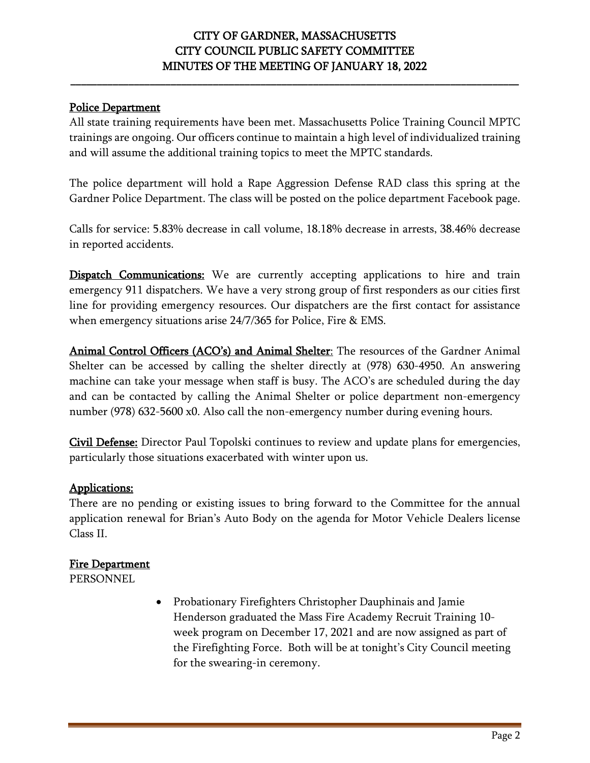## Police Department

All state training requirements have been met. Massachusetts Police Training Council MPTC trainings are ongoing. Our officers continue to maintain a high level of individualized training and will assume the additional training topics to meet the MPTC standards.

The police department will hold a Rape Aggression Defense RAD class this spring at the Gardner Police Department. The class will be posted on the police department Facebook page.

Calls for service: 5.83% decrease in call volume, 18.18% decrease in arrests, 38.46% decrease in reported accidents.

**Dispatch Communications:** We are currently accepting applications to hire and train emergency 911 dispatchers. We have a very strong group of first responders as our cities first line for providing emergency resources. Our dispatchers are the first contact for assistance when emergency situations arise 24/7/365 for Police, Fire & EMS.

**Animal Control Officers (ACO's) and Animal Shelter**: The resources of the Gardner Animal Shelter can be accessed by calling the shelter directly at (978) 630-4950. An answering machine can take your message when staff is busy. The ACO's are scheduled during the day and can be contacted by calling the Animal Shelter or police department non-emergency number (978) 632-5600 x0. Also call the non-emergency number during evening hours.

**Civil Defense:** Director Paul Topolski continues to review and update plans for emergencies, particularly those situations exacerbated with winter upon us.

## Applications:

There are no pending or existing issues to bring forward to the Committee for the annual application renewal for Brian's Auto Body on the agenda for Motor Vehicle Dealers license Class II.

## Fire Department

PERSONNEL

- Probationary Firefighters Christopher Dauphinais and Jamie Henderson graduated the Mass Fire Academy Recruit Training 10-week program on December 17, 2021 and are now assigned as part of the Firefighting Force. Both will be at tonight's City Council meeting for the swearing-in ceremony.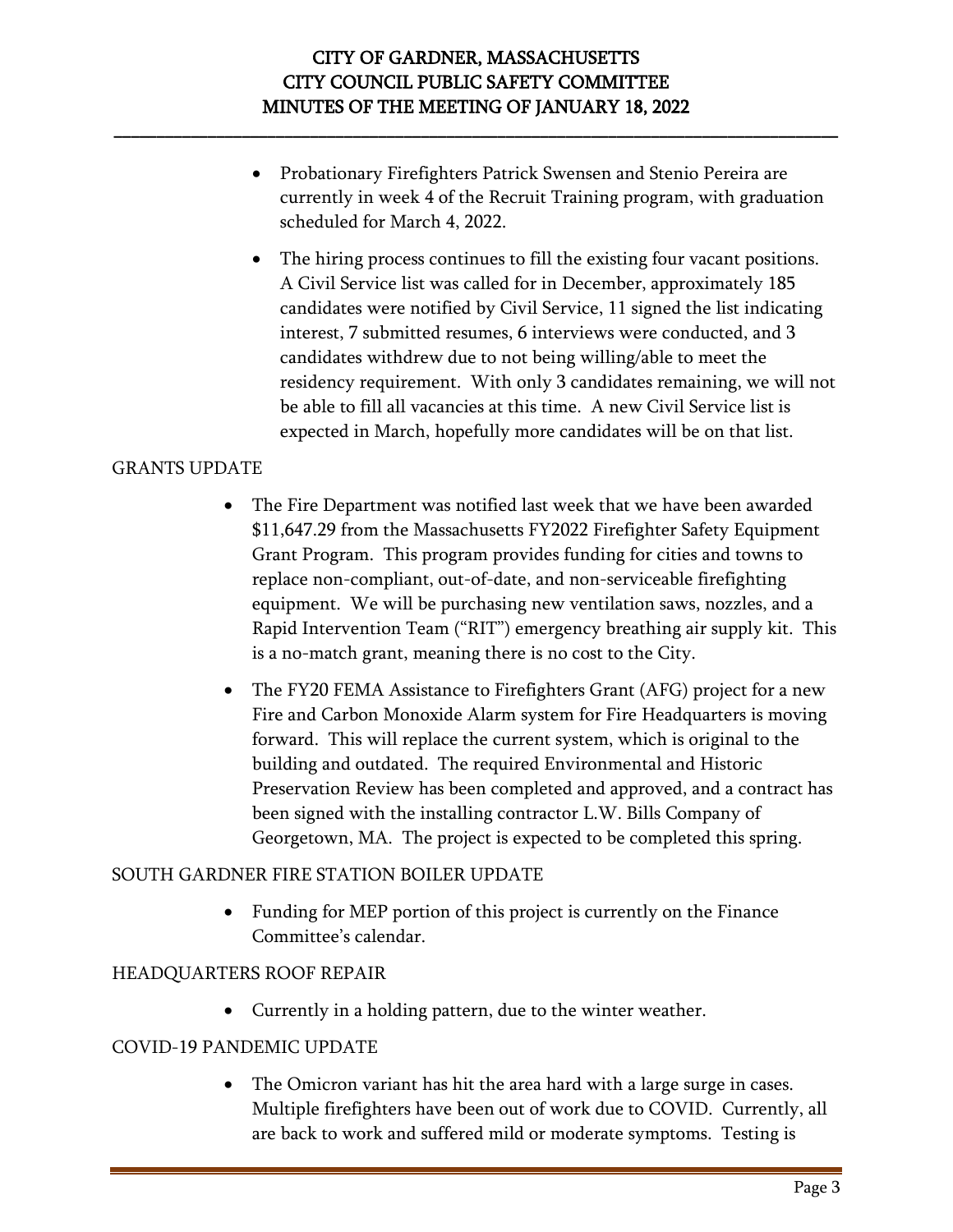- Probationary Firefighters Patrick Swensen and Stenio Pereira are currently in week 4 of the Recruit Training program, with graduation scheduled for March 4, 2022.
- The hiring process continues to fill the existing four vacant positions. A Civil Service list was called for in December, approximately 185 candidates were notified by Civil Service, 11 signed the list indicating interest, 7 submitted resumes, 6 interviews were conducted, and 3 candidates withdrew due to not being willing/able to meet the residency requirement. With only 3 candidates remaining, we will not be able to fill all vacancies at this time. A new Civil Service list is expected in March, hopefully more candidates will be on that list.

GRANTS UPDATE

- The Fire Department was notified last week that we have been awarded $11,647.29 from the Massachusetts FY2022 Firefighter Safety Equipment Grant Program. This program provides funding for cities and towns to replace non-compliant, out-of-date, and non-serviceable firefighting equipment. We will be purchasing new ventilation saws, nozzles, and a Rapid Intervention Team ("RIT") emergency breathing air supply kit. This is a no-match grant, meaning there is no cost to the City.
- The FY20 FEMA Assistance to Firefighters Grant (AFG) project for a new Fire and Carbon Monoxide Alarm system for Fire Headquarters is moving forward. This will replace the current system, which is original to the building and outdated. The required Environmental and Historic Preservation Review has been completed and approved, and a contract has been signed with the installing contractor L.W. Bills Company of Georgetown, MA. The project is expected to be completed this spring.

SOUTH GARDNER FIRE STATION BOILER UPDATE

- Funding for MEP portion of this project is currently on the Finance Committee's calendar.

HEADQUARTERS ROOF REPAIR

- Currently in a holding pattern, due to the winter weather.

COVID-19 PANDEMIC UPDATE

- The Omicron variant has hit the area hard with a large surge in cases. Multiple firefighters have been out of work due to COVID. Currently, all are back to work and suffered mild or moderate symptoms. Testing is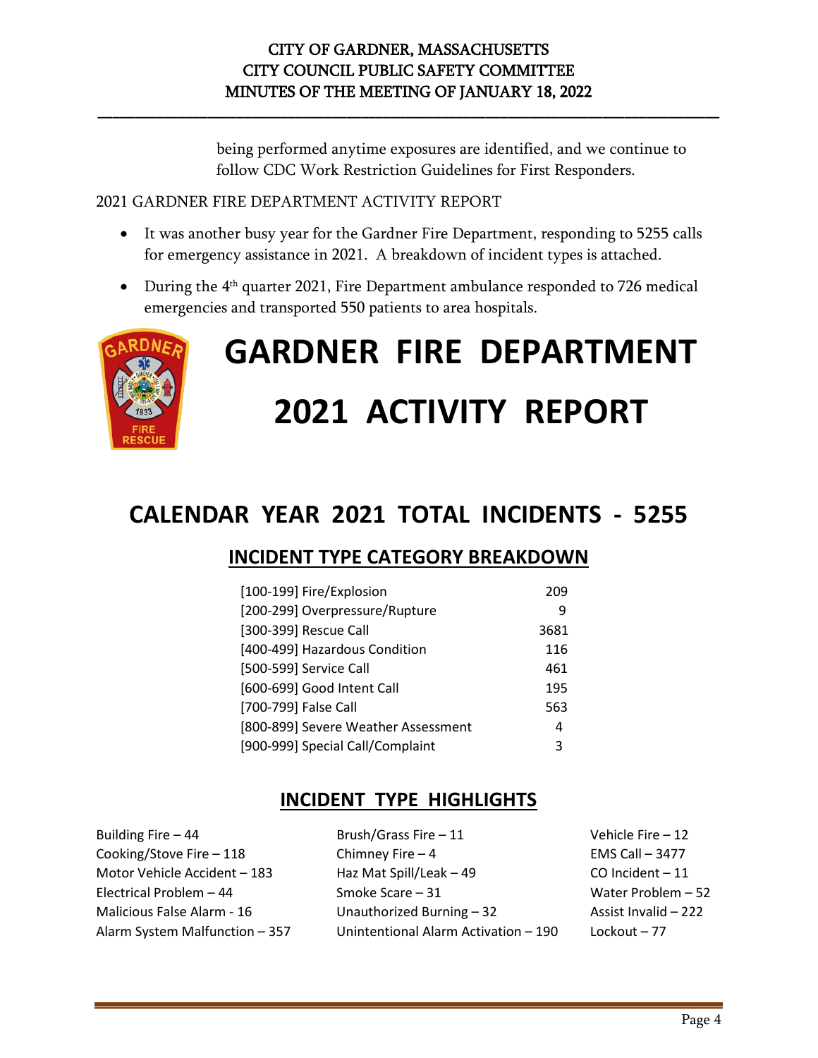being performed anytime exposures are identified, and we continue to follow CDC Work Restriction Guidelines for First Responders.

2021 GARDNER FIRE DEPARTMENT ACTIVITY REPORT

- It was another busy year for the Gardner Fire Department, responding to 5255 calls for emergency assistance in 2021. A breakdown of incident types is attached.
- During the 4th quarter 2021, Fire Department ambulance responded to 726 medical emergencies and transported 550 patients to area hospitals.

# GARDNER FIRE DEPARTMENT
# 2021 ACTIVITY REPORT

## CALENDAR YEAR 2021 TOTAL INCIDENTS - 5255

### INCIDENT TYPE CATEGORY BREAKDOWN

| Category | Count |
|---|---|
| [100-199] Fire/Explosion | 209 |
| [200-299] Overpressure/Rupture | 9 |
| [300-399] Rescue Call | 3681 |
| [400-499] Hazardous Condition | 116 |
| [500-599] Service Call | 461 |
| [600-699] Good Intent Call | 195 |
| [700-799] False Call | 563 |
| [800-899] Severe Weather Assessment | 4 |
| [900-999] Special Call/Complaint | 3 |

### INCIDENT TYPE HIGHLIGHTS

| | | |
|---|---|---|
| Building Fire – 44 | Brush/Grass Fire – 11 | Vehicle Fire – 12 |
| Cooking/Stove Fire – 118 | Chimney Fire – 4 | EMS Call – 3477 |
| Motor Vehicle Accident – 183 | Haz Mat Spill/Leak – 49 | CO Incident – 11 |
| Electrical Problem – 44 | Smoke Scare – 31 | Water Problem – 52 |
| Malicious False Alarm - 16 | Unauthorized Burning – 32 | Assist Invalid – 222 |
| Alarm System Malfunction – 357 | Unintentional Alarm Activation – 190 | Lockout – 77 |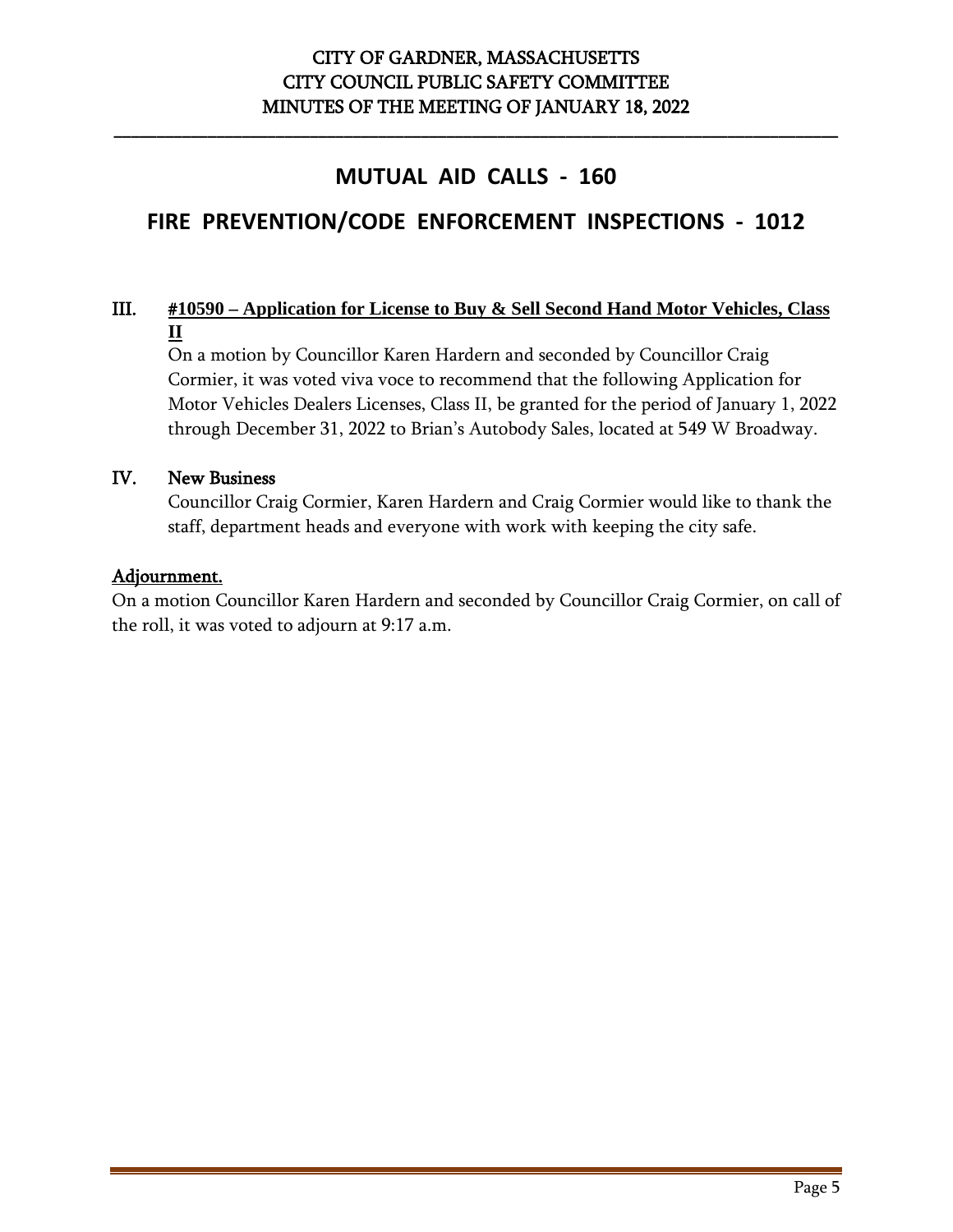**MUTUAL AID CALLS - 160**

**FIRE PREVENTION/CODE ENFORCEMENT INSPECTIONS - 1012**

## III. #10590 – Application for License to Buy & Sell Second Hand Motor Vehicles, Class II

On a motion by Councillor Karen Hardern and seconded by Councillor Craig Cormier, it was voted viva voce to recommend that the following Application for Motor Vehicles Dealers Licenses, Class II, be granted for the period of January 1, 2022 through December 31, 2022 to Brian's Autobody Sales, located at 549 W Broadway.

## IV. New Business

Councillor Craig Cormier, Karen Hardern and Craig Cormier would like to thank the staff, department heads and everyone with work with keeping the city safe.

## Adjournment.

On a motion Councillor Karen Hardern and seconded by Councillor Craig Cormier, on call of the roll, it was voted to adjourn at 9:17 a.m.